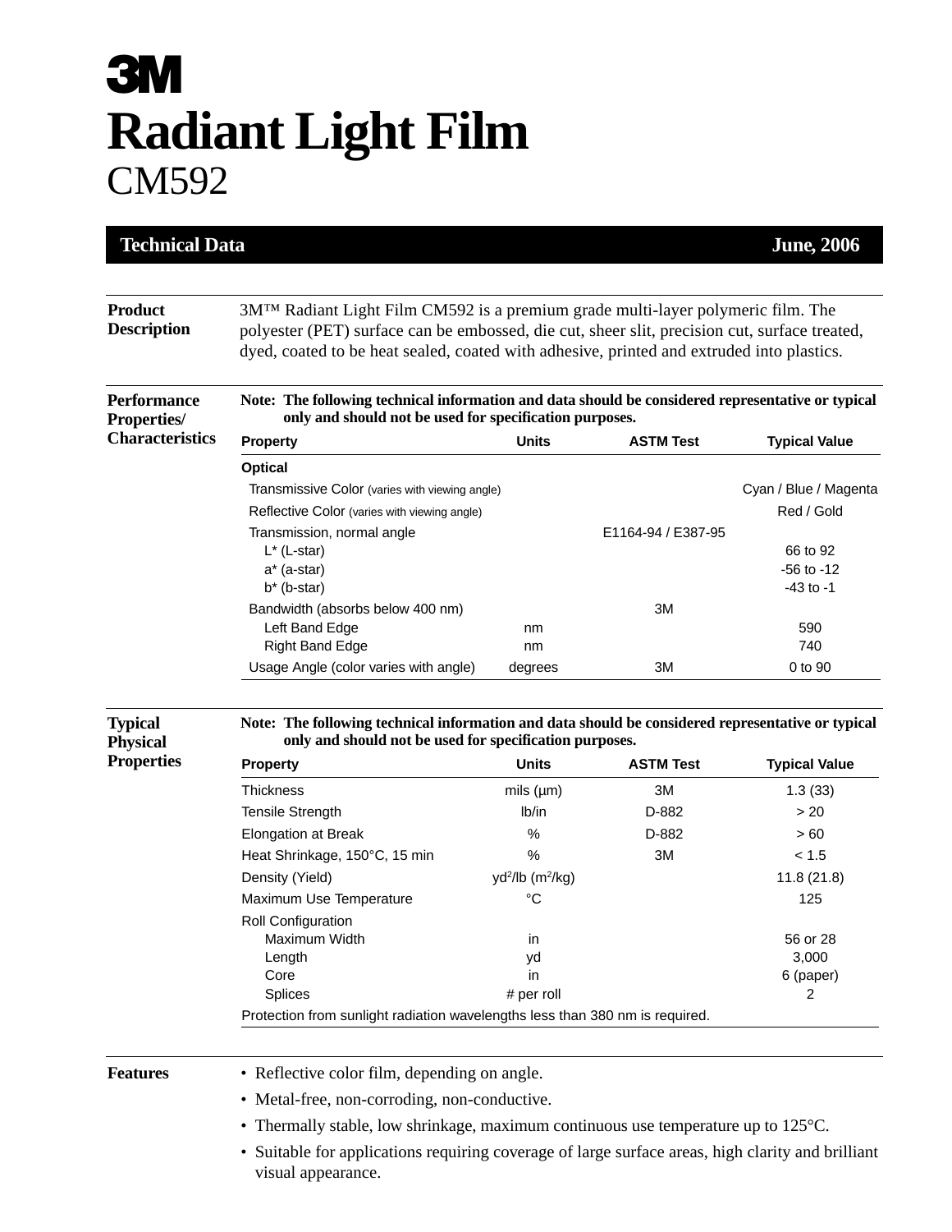# 3M

# Radiant Light Film

## CM592

**Technical Data** **June, 2006**

### Product Description

3M™ Radiant Light Film CM592 is a premium grade multi-layer polymeric film. The polyester (PET) surface can be embossed, die cut, sheer slit, precision cut, surface treated, dyed, coated to be heat sealed, coated with adhesive, printed and extruded into plastics.

### Performance Properties/ Characteristics

**Note: The following technical information and data should be considered representative or typical only and should not be used for specification purposes.**

| Property | Units | ASTM Test | Typical Value |
|---|---|---|---|
| **Optical** | | | |
| Transmissive Color (varies with viewing angle) | | | Cyan / Blue / Magenta |
| Reflective Color (varies with viewing angle) | | | Red / Gold |
| Transmission, normal angle | | E1164-94 / E387-95 | |
| L* (L-star) | | | 66 to 92 |
| a* (a-star) | | | -56 to -12 |
| b* (b-star) | | | -43 to -1 |
| Bandwidth (absorbs below 400 nm) | | 3M | |
| Left Band Edge | nm | | 590 |
| Right Band Edge | nm | | 740 |
| Usage Angle (color varies with angle) | degrees | 3M | 0 to 90 |

### Typical Physical Properties

**Note: The following technical information and data should be considered representative or typical only and should not be used for specification purposes.**

| Property | Units | ASTM Test | Typical Value |
|---|---|---|---|
| Thickness | mils (µm) | 3M | 1.3 (33) |
| Tensile Strength | lb/in | D-882 | > 20 |
| Elongation at Break | % | D-882 | > 60 |
| Heat Shrinkage, 150°C, 15 min | % | 3M | < 1.5 |
| Density (Yield) | yd$^2$/lb (m$^2$/kg) | | 11.8 (21.8) |
| Maximum Use Temperature | °C | | 125 |
| Roll Configuration | | | |
| Maximum Width | in | | 56 or 28 |
| Length | yd | | 3,000 |
| Core | in | | 6 (paper) |
| Splices | # per roll | | 2 |
| Protection from sunlight radiation wavelengths less than 380 nm is required. | | | |

### Features

- Reflective color film, depending on angle.
- Metal-free, non-corroding, non-conductive.
- Thermally stable, low shrinkage, maximum continuous use temperature up to 125°C.
- Suitable for applications requiring coverage of large surface areas, high clarity and brilliant visual appearance.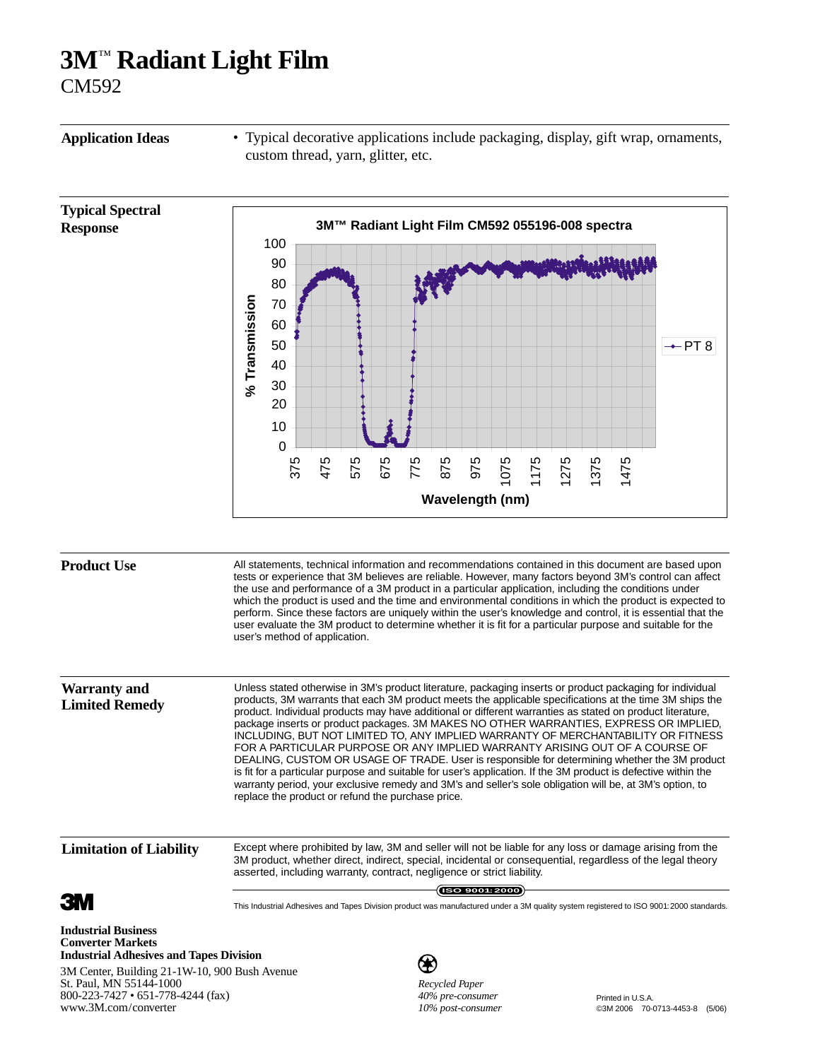# 3M™ Radiant Light Film

CM592

## Application Ideas

- Typical decorative applications include packaging, display, gift wrap, ornaments, custom thread, yarn, glitter, etc.

## Typical Spectral Response

3M™ Radiant Light Film CM592 055196-008 spectra

% Transmission

100
90
80
70
60
50
40
30
20
10
0

375 475 575 675 775 875 975 1075 1175 1275 1375 1475

Wavelength (nm)

PT 8

## Product Use

All statements, technical information and recommendations contained in this document are based upon tests or experience that 3M believes are reliable. However, many factors beyond 3M's control can affect the use and performance of a 3M product in a particular application, including the conditions under which the product is used and the time and environmental conditions in which the product is expected to perform. Since these factors are uniquely within the user's knowledge and control, it is essential that the user evaluate the 3M product to determine whether it is fit for a particular purpose and suitable for the user's method of application.

## Warranty and Limited Remedy

Unless stated otherwise in 3M's product literature, packaging inserts or product packaging for individual products, 3M warrants that each 3M product meets the applicable specifications at the time 3M ships the product. Individual products may have additional or different warranties as stated on product literature, package inserts or product packages. 3M MAKES NO OTHER WARRANTIES, EXPRESS OR IMPLIED, INCLUDING, BUT NOT LIMITED TO, ANY IMPLIED WARRANTY OF MERCHANTABILITY OR FITNESS FOR A PARTICULAR PURPOSE OR ANY IMPLIED WARRANTY ARISING OUT OF A COURSE OF DEALING, CUSTOM OR USAGE OF TRADE. User is responsible for determining whether the 3M product is fit for a particular purpose and suitable for user's application. If the 3M product is defective within the warranty period, your exclusive remedy and 3M's and seller's sole obligation will be, at 3M's option, to replace the product or refund the purchase price.

## Limitation of Liability

Except where prohibited by law, 3M and seller will not be liable for any loss or damage arising from the 3M product, whether direct, indirect, special, incidental or consequential, regardless of the legal theory asserted, including warranty, contract, negligence or strict liability.

ISO 9001:2000

This Industrial Adhesives and Tapes Division product was manufactured under a 3M quality system registered to ISO 9001:2000 standards.

3M

**Industrial Business**
**Converter Markets**
**Industrial Adhesives and Tapes Division**

3M Center, Building 21-1W-10, 900 Bush Avenue
St. Paul, MN 55144-1000
800-223-7427 • 651-778-4244 (fax)
www.3M.com/converter

*Recycled Paper*
*40% pre-consumer*
*10% post-consumer*

Printed in U.S.A.
©3M 2006 70-0713-4453-8 (5/06)